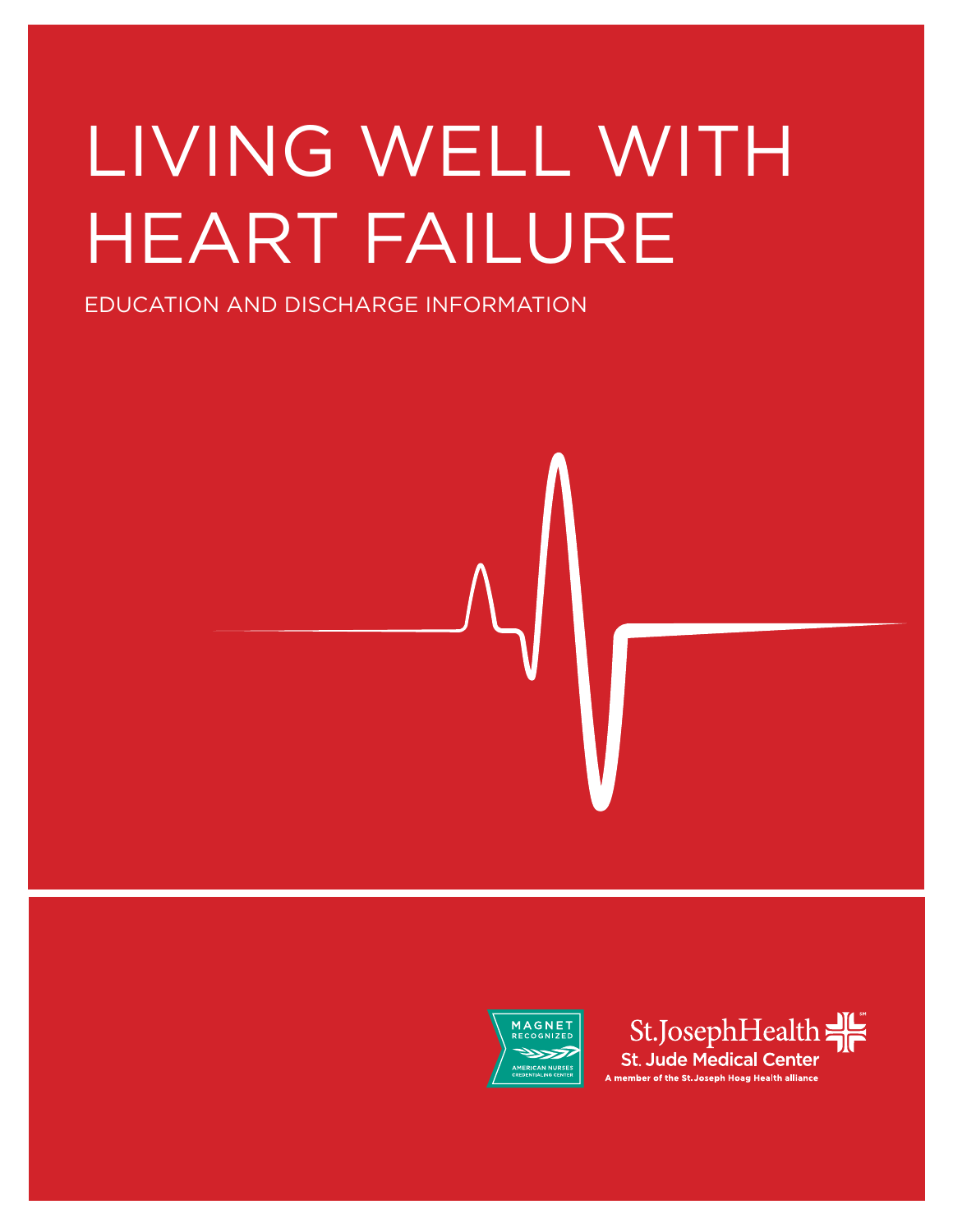# LIVING WELL WITH HEART FAILURE

EDUCATION AND DISCHARGE INFORMATION

MAGNET RECOGNIZED
AMERICAN NURSES CREDENTIALING CENTER

St.JosephHealth
St. Jude Medical Center
A member of the St. Joseph Hoag Health alliance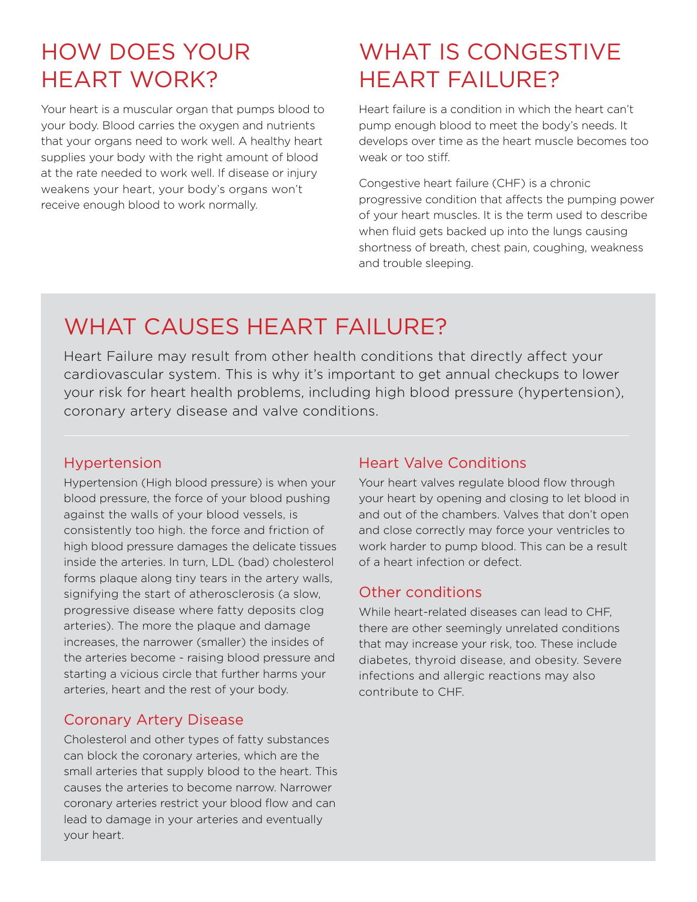## HOW DOES YOUR HEART WORK?

Your heart is a muscular organ that pumps blood to your body. Blood carries the oxygen and nutrients that your organs need to work well. A healthy heart supplies your body with the right amount of blood at the rate needed to work well. If disease or injury weakens your heart, your body's organs won't receive enough blood to work normally.

## WHAT IS CONGESTIVE HEART FAILURE?

Heart failure is a condition in which the heart can't pump enough blood to meet the body's needs. It develops over time as the heart muscle becomes too weak or too stiff.

Congestive heart failure (CHF) is a chronic progressive condition that affects the pumping power of your heart muscles. It is the term used to describe when fluid gets backed up into the lungs causing shortness of breath, chest pain, coughing, weakness and trouble sleeping.

## WHAT CAUSES HEART FAILURE?

Heart Failure may result from other health conditions that directly affect your cardiovascular system. This is why it's important to get annual checkups to lower your risk for heart health problems, including high blood pressure (hypertension), coronary artery disease and valve conditions.

### Hypertension

Hypertension (High blood pressure) is when your blood pressure, the force of your blood pushing against the walls of your blood vessels, is consistently too high. the force and friction of high blood pressure damages the delicate tissues inside the arteries. In turn, LDL (bad) cholesterol forms plaque along tiny tears in the artery walls, signifying the start of atherosclerosis (a slow, progressive disease where fatty deposits clog arteries). The more the plaque and damage increases, the narrower (smaller) the insides of the arteries become - raising blood pressure and starting a vicious circle that further harms your arteries, heart and the rest of your body.

### Coronary Artery Disease

Cholesterol and other types of fatty substances can block the coronary arteries, which are the small arteries that supply blood to the heart. This causes the arteries to become narrow. Narrower coronary arteries restrict your blood flow and can lead to damage in your arteries and eventually your heart.

### Heart Valve Conditions

Your heart valves regulate blood flow through your heart by opening and closing to let blood in and out of the chambers. Valves that don't open and close correctly may force your ventricles to work harder to pump blood. This can be a result of a heart infection or defect.

### Other conditions

While heart-related diseases can lead to CHF, there are other seemingly unrelated conditions that may increase your risk, too. These include diabetes, thyroid disease, and obesity. Severe infections and allergic reactions may also contribute to CHF.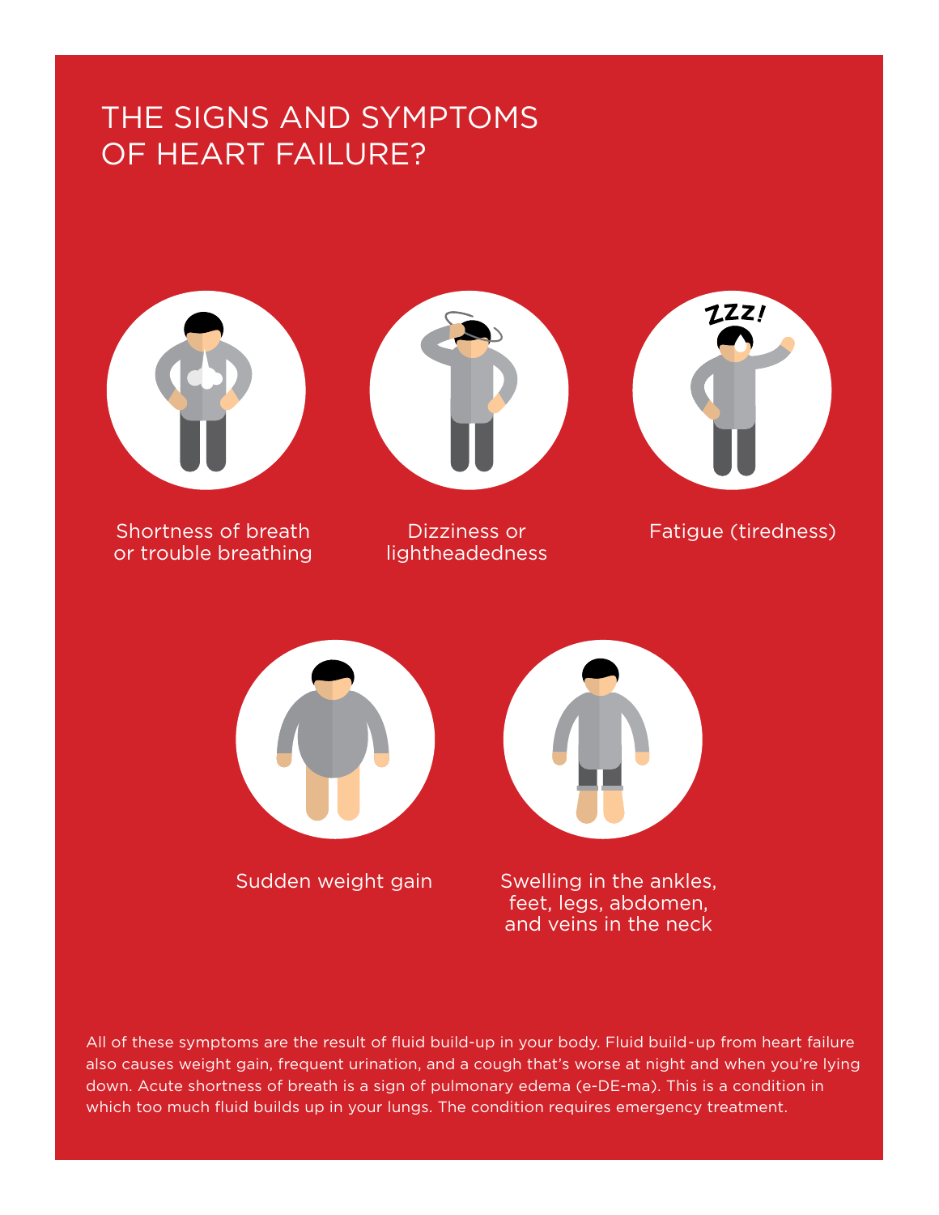# THE SIGNS AND SYMPTOMS OF HEART FAILURE?

- Shortness of breath or trouble breathing
- Dizziness or lightheadedness
- Fatigue (tiredness)
- Sudden weight gain
- Swelling in the ankles, feet, legs, abdomen, and veins in the neck

All of these symptoms are the result of fluid build-up in your body. Fluid build-up from heart failure also causes weight gain, frequent urination, and a cough that's worse at night and when you're lying down. Acute shortness of breath is a sign of pulmonary edema (e-DE-ma). This is a condition in which too much fluid builds up in your lungs. The condition requires emergency treatment.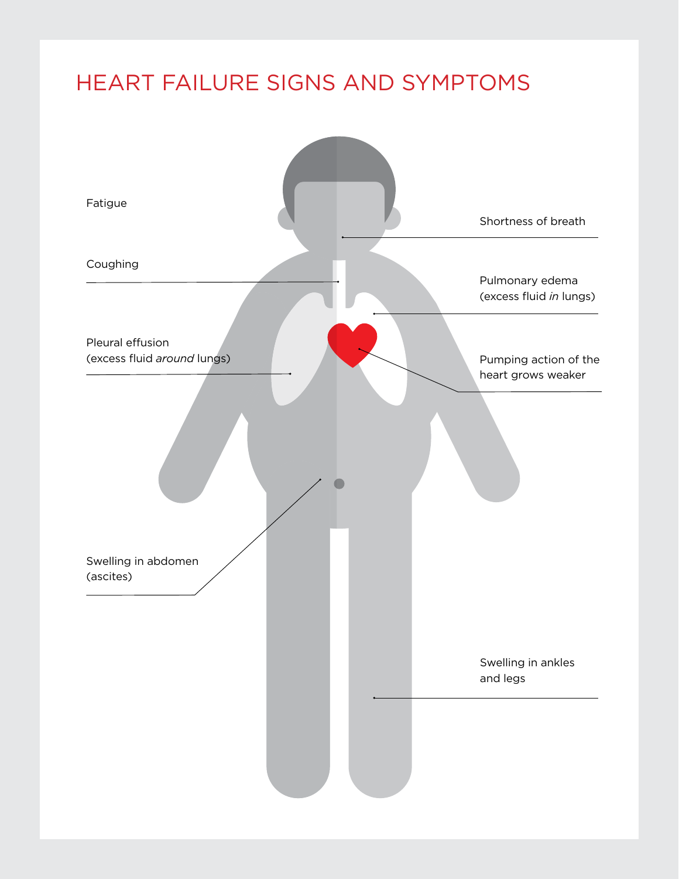# HEART FAILURE SIGNS AND SYMPTOMS

Fatigue

Shortness of breath

Coughing

Pulmonary edema (excess fluid *in* lungs)

Pleural effusion (excess fluid *around* lungs)

Pumping action of the heart grows weaker

Swelling in abdomen (ascites)

Swelling in ankles and legs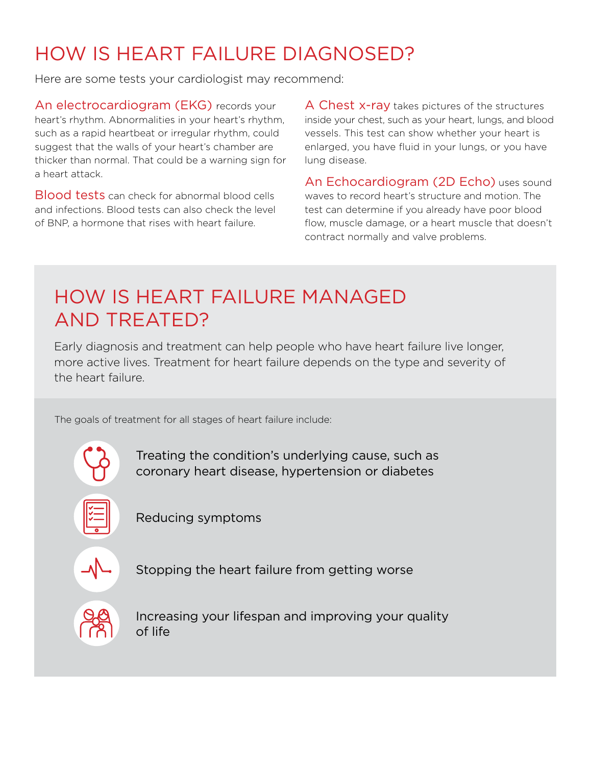# HOW IS HEART FAILURE DIAGNOSED?

Here are some tests your cardiologist may recommend:

**An electrocardiogram (EKG)** records your heart's rhythm. Abnormalities in your heart's rhythm, such as a rapid heartbeat or irregular rhythm, could suggest that the walls of your heart's chamber are thicker than normal. That could be a warning sign for a heart attack.

**Blood tests** can check for abnormal blood cells and infections. Blood tests can also check the level of BNP, a hormone that rises with heart failure.

**A Chest x-ray** takes pictures of the structures inside your chest, such as your heart, lungs, and blood vessels. This test can show whether your heart is enlarged, you have fluid in your lungs, or you have lung disease.

**An Echocardiogram (2D Echo)** uses sound waves to record heart's structure and motion. The test can determine if you already have poor blood flow, muscle damage, or a heart muscle that doesn't contract normally and valve problems.

# HOW IS HEART FAILURE MANAGED AND TREATED?

Early diagnosis and treatment can help people who have heart failure live longer, more active lives. Treatment for heart failure depends on the type and severity of the heart failure.

The goals of treatment for all stages of heart failure include:

- Treating the condition's underlying cause, such as coronary heart disease, hypertension or diabetes
- Reducing symptoms
- Stopping the heart failure from getting worse
- Increasing your lifespan and improving your quality of life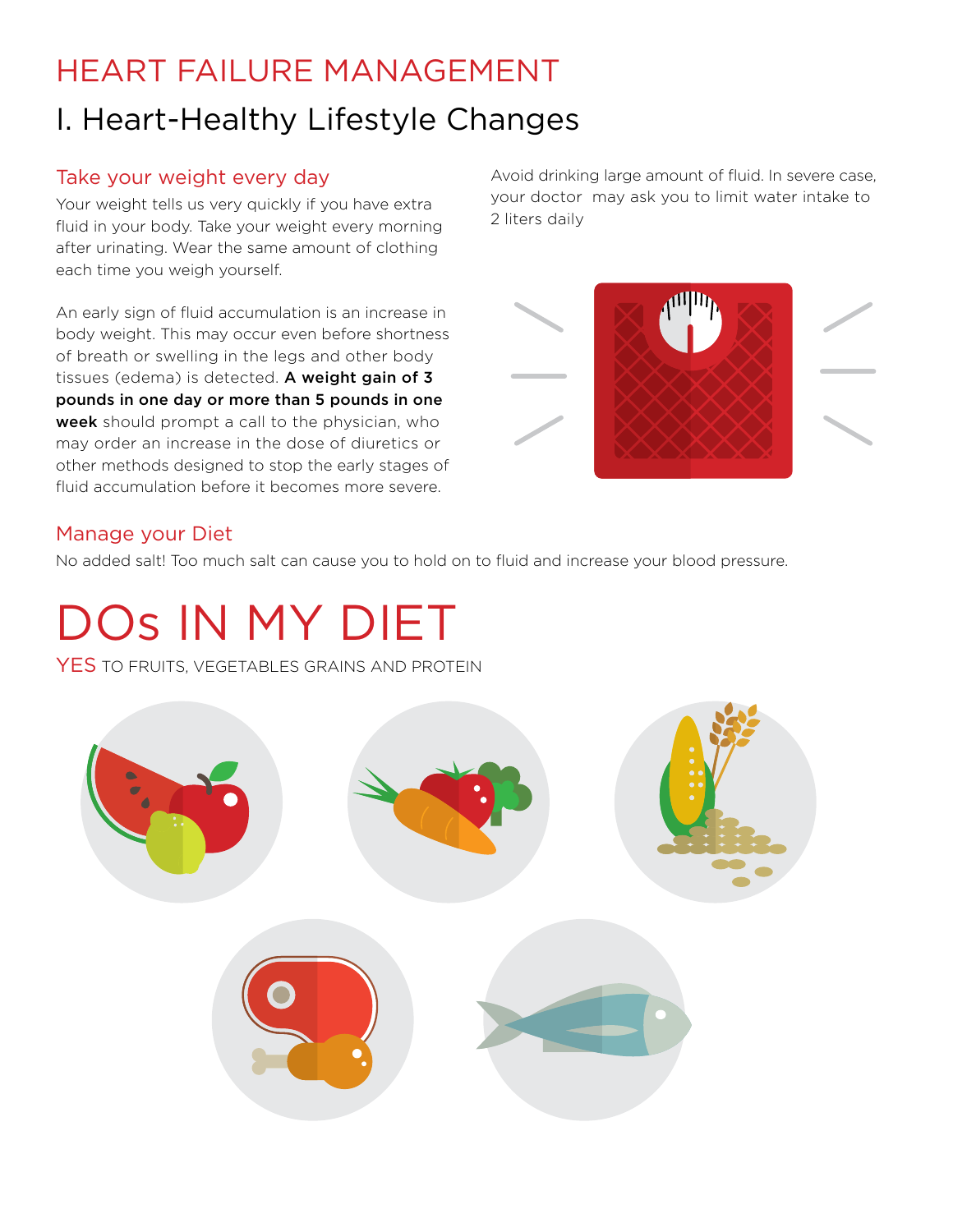# HEART FAILURE MANAGEMENT

## I. Heart-Healthy Lifestyle Changes

### Take your weight every day

Your weight tells us very quickly if you have extra fluid in your body. Take your weight every morning after urinating. Wear the same amount of clothing each time you weigh yourself.

An early sign of fluid accumulation is an increase in body weight. This may occur even before shortness of breath or swelling in the legs and other body tissues (edema) is detected. **A weight gain of 3 pounds in one day or more than 5 pounds in one week** should prompt a call to the physician, who may order an increase in the dose of diuretics or other methods designed to stop the early stages of fluid accumulation before it becomes more severe.

Avoid drinking large amount of fluid. In severe case, your doctor may ask you to limit water intake to 2 liters daily

### Manage your Diet

No added salt! Too much salt can cause you to hold on to fluid and increase your blood pressure.

# DOs IN MY DIET

YES TO FRUITS, VEGETABLES GRAINS AND PROTEIN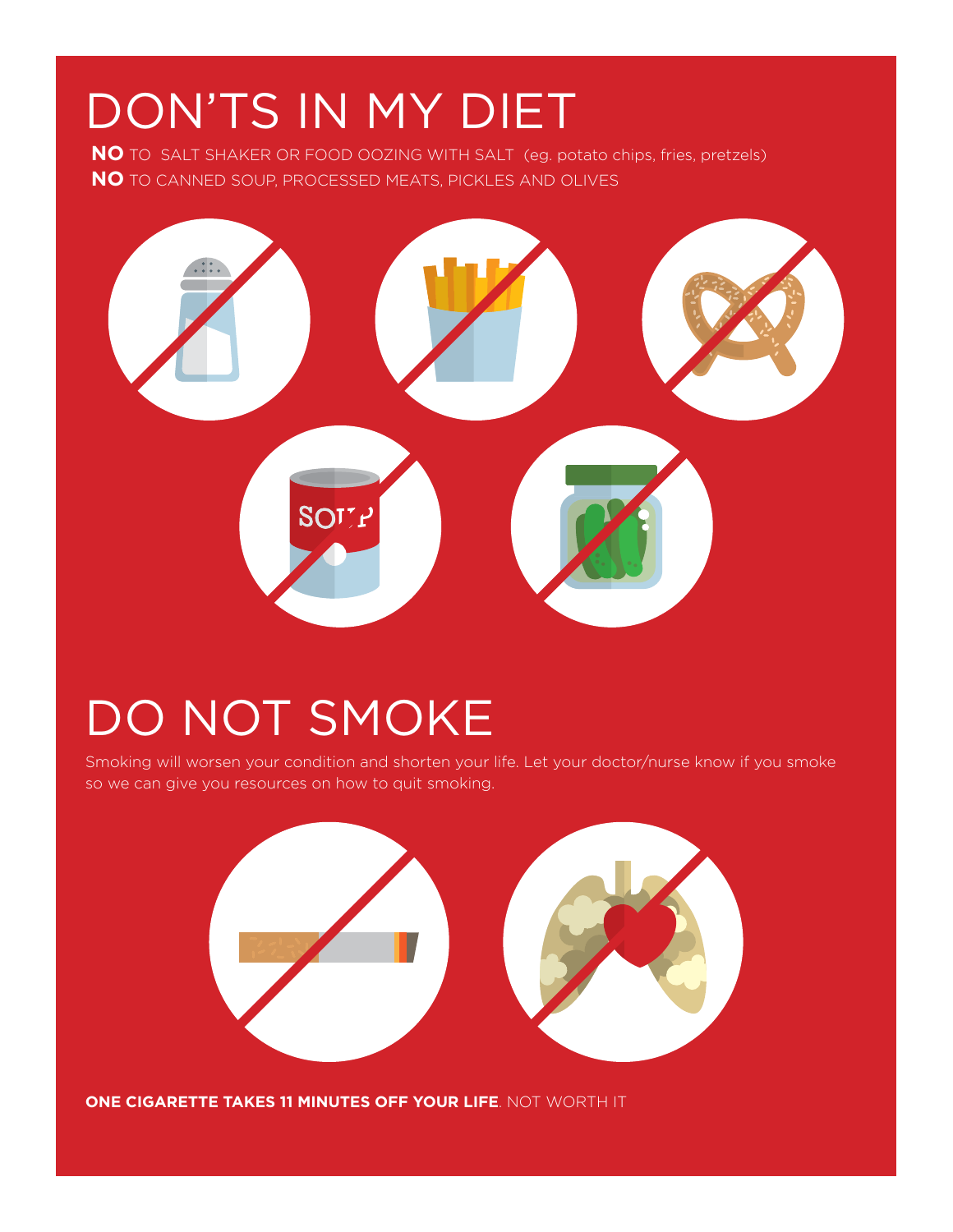# DON'TS IN MY DIET

**NO** TO SALT SHAKER OR FOOD OOZING WITH SALT (eg. potato chips, fries, pretzels)

**NO** TO CANNED SOUP, PROCESSED MEATS, PICKLES AND OLIVES

# DO NOT SMOKE

Smoking will worsen your condition and shorten your life. Let your doctor/nurse know if you smoke so we can give you resources on how to quit smoking.

**ONE CIGARETTE TAKES 11 MINUTES OFF YOUR LIFE**. NOT WORTH IT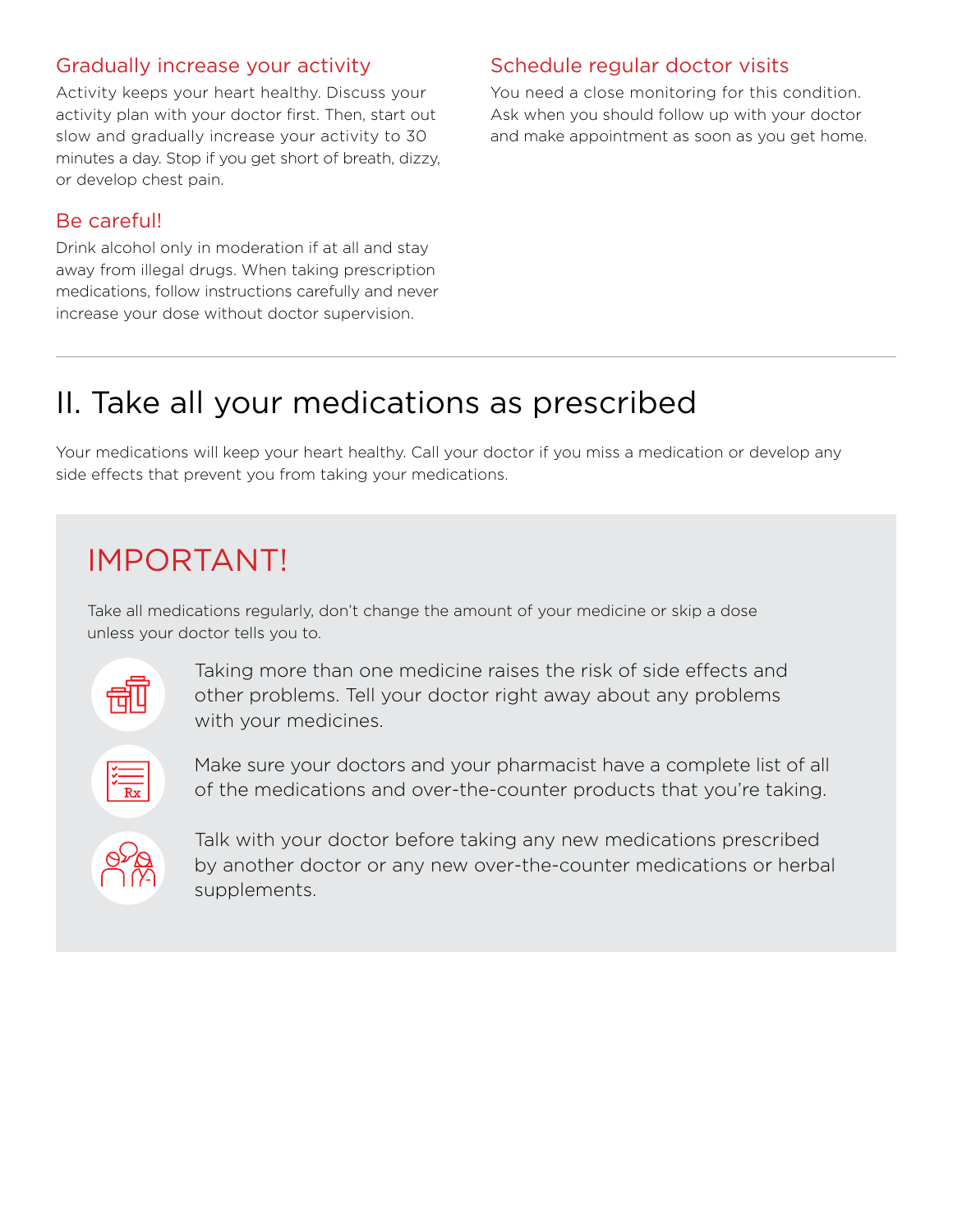### Gradually increase your activity

Activity keeps your heart healthy. Discuss your activity plan with your doctor first. Then, start out slow and gradually increase your activity to 30 minutes a day. Stop if you get short of breath, dizzy, or develop chest pain.

### Be careful!

Drink alcohol only in moderation if at all and stay away from illegal drugs. When taking prescription medications, follow instructions carefully and never increase your dose without doctor supervision.

### Schedule regular doctor visits

You need a close monitoring for this condition. Ask when you should follow up with your doctor and make appointment as soon as you get home.

## II. Take all your medications as prescribed

Your medications will keep your heart healthy. Call your doctor if you miss a medication or develop any side effects that prevent you from taking your medications.

### IMPORTANT!

Take all medications regularly, don't change the amount of your medicine or skip a dose unless your doctor tells you to.

Taking more than one medicine raises the risk of side effects and other problems. Tell your doctor right away about any problems with your medicines.

Make sure your doctors and your pharmacist have a complete list of all of the medications and over-the-counter products that you're taking.

Talk with your doctor before taking any new medications prescribed by another doctor or any new over-the-counter medications or herbal supplements.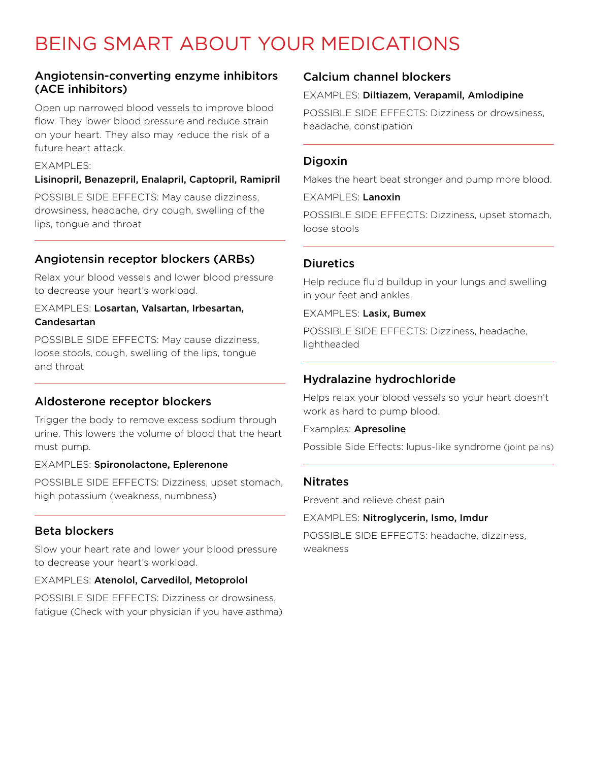# BEING SMART ABOUT YOUR MEDICATIONS

### Angiotensin-converting enzyme inhibitors (ACE inhibitors)

Open up narrowed blood vessels to improve blood flow. They lower blood pressure and reduce strain on your heart. They also may reduce the risk of a future heart attack.

EXAMPLES:
**Lisinopril, Benazepril, Enalapril, Captopril, Ramipril**

POSSIBLE SIDE EFFECTS: May cause dizziness, drowsiness, headache, dry cough, swelling of the lips, tongue and throat

### Angiotensin receptor blockers (ARBs)

Relax your blood vessels and lower blood pressure to decrease your heart's workload.

EXAMPLES: **Losartan, Valsartan, Irbesartan, Candesartan**

POSSIBLE SIDE EFFECTS: May cause dizziness, loose stools, cough, swelling of the lips, tongue and throat

### Aldosterone receptor blockers

Trigger the body to remove excess sodium through urine. This lowers the volume of blood that the heart must pump.

EXAMPLES: **Spironolactone, Eplerenone**

POSSIBLE SIDE EFFECTS: Dizziness, upset stomach, high potassium (weakness, numbness)

### Beta blockers

Slow your heart rate and lower your blood pressure to decrease your heart's workload.

EXAMPLES: **Atenolol, Carvedilol, Metoprolol**

POSSIBLE SIDE EFFECTS: Dizziness or drowsiness, fatigue (Check with your physician if you have asthma)

### Calcium channel blockers

EXAMPLES: **Diltiazem, Verapamil, Amlodipine**

POSSIBLE SIDE EFFECTS: Dizziness or drowsiness, headache, constipation

### Digoxin

Makes the heart beat stronger and pump more blood.

EXAMPLES: **Lanoxin**

POSSIBLE SIDE EFFECTS: Dizziness, upset stomach, loose stools

### Diuretics

Help reduce fluid buildup in your lungs and swelling in your feet and ankles.

EXAMPLES: **Lasix, Bumex**

POSSIBLE SIDE EFFECTS: Dizziness, headache, lightheaded

### Hydralazine hydrochloride

Helps relax your blood vessels so your heart doesn't work as hard to pump blood.

Examples: **Apresoline**

Possible Side Effects: lupus-like syndrome (joint pains)

### Nitrates

Prevent and relieve chest pain

EXAMPLES: **Nitroglycerin, Ismo, Imdur**

POSSIBLE SIDE EFFECTS: headache, dizziness, weakness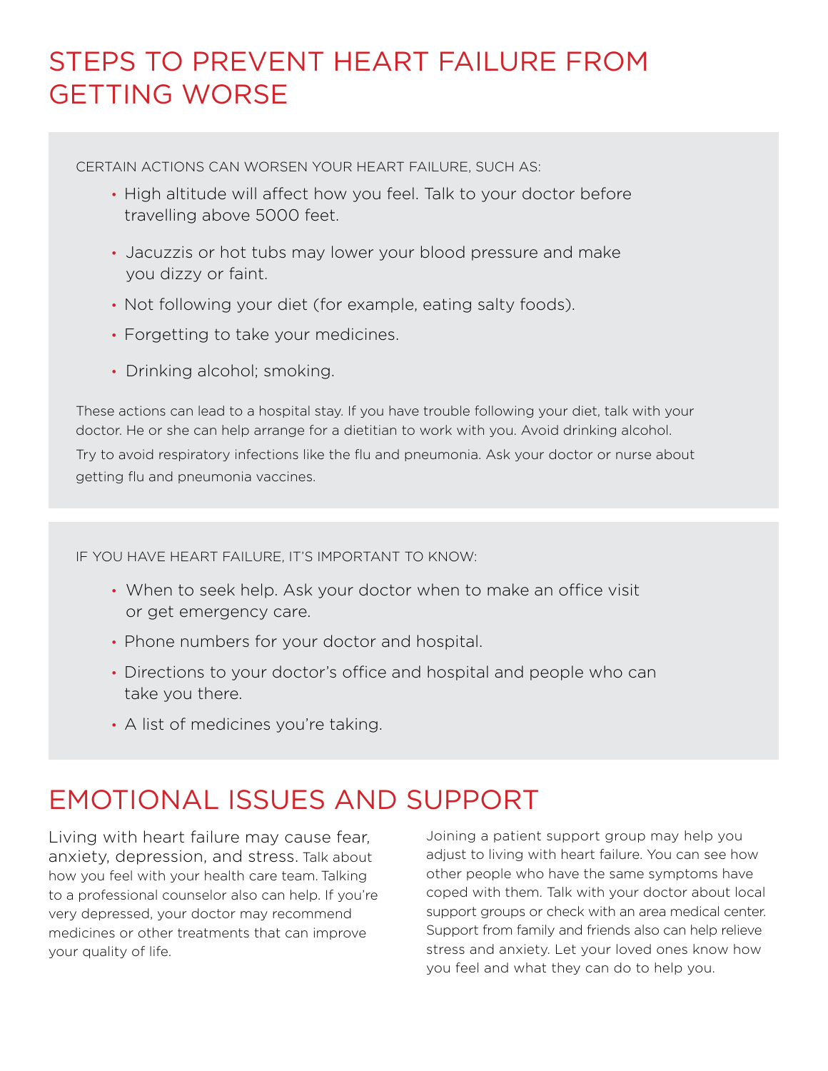# STEPS TO PREVENT HEART FAILURE FROM GETTING WORSE

CERTAIN ACTIONS CAN WORSEN YOUR HEART FAILURE, SUCH AS:

- High altitude will affect how you feel. Talk to your doctor before travelling above 5000 feet.
- Jacuzzis or hot tubs may lower your blood pressure and make you dizzy or faint.
- Not following your diet (for example, eating salty foods).
- Forgetting to take your medicines.
- Drinking alcohol; smoking.

These actions can lead to a hospital stay. If you have trouble following your diet, talk with your doctor. He or she can help arrange for a dietitian to work with you. Avoid drinking alcohol. Try to avoid respiratory infections like the flu and pneumonia. Ask your doctor or nurse about getting flu and pneumonia vaccines.

IF YOU HAVE HEART FAILURE, IT'S IMPORTANT TO KNOW:

- When to seek help. Ask your doctor when to make an office visit or get emergency care.
- Phone numbers for your doctor and hospital.
- Directions to your doctor's office and hospital and people who can take you there.
- A list of medicines you're taking.

# EMOTIONAL ISSUES AND SUPPORT

Living with heart failure may cause fear, anxiety, depression, and stress. Talk about how you feel with your health care team. Talking to a professional counselor also can help. If you're very depressed, your doctor may recommend medicines or other treatments that can improve your quality of life.

Joining a patient support group may help you adjust to living with heart failure. You can see how other people who have the same symptoms have coped with them. Talk with your doctor about local support groups or check with an area medical center. Support from family and friends also can help relieve stress and anxiety. Let your loved ones know how you feel and what they can do to help you.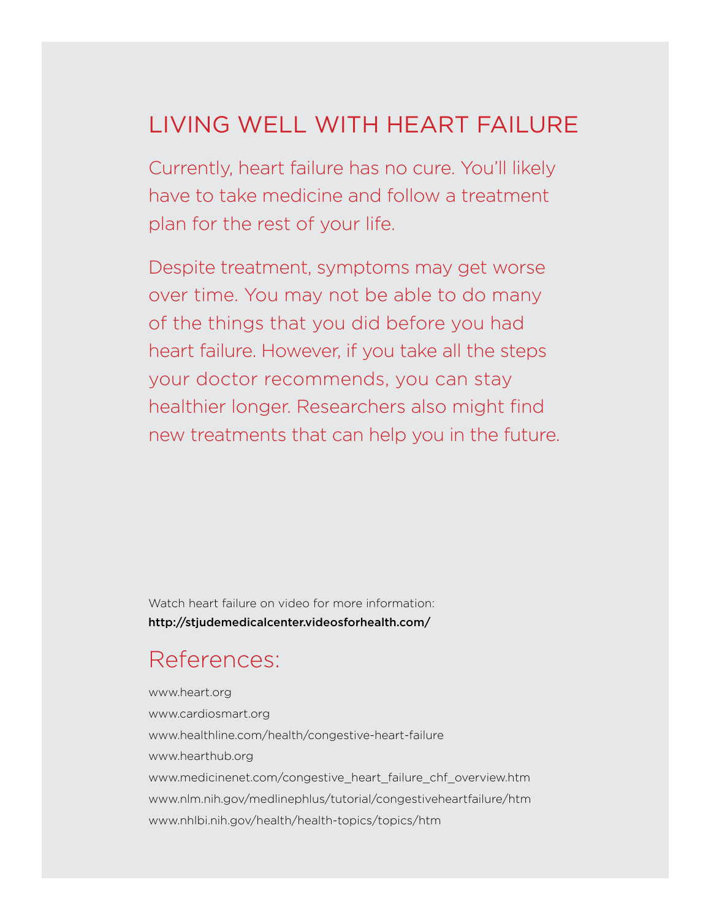# LIVING WELL WITH HEART FAILURE

Currently, heart failure has no cure. You'll likely have to take medicine and follow a treatment plan for the rest of your life.

Despite treatment, symptoms may get worse over time. You may not be able to do many of the things that you did before you had heart failure. However, if you take all the steps your doctor recommends, you can stay healthier longer. Researchers also might find new treatments that can help you in the future.

Watch heart failure on video for more information:
**http://stjudemedicalcenter.videosforhealth.com/**

## References:

www.heart.org
www.cardiosmart.org
www.healthline.com/health/congestive-heart-failure
www.hearthub.org
www.medicinenet.com/congestive_heart_failure_chf_overview.htm
www.nlm.nih.gov/medlinephlus/tutorial/congestiveheartfailure/htm
www.nhlbi.nih.gov/health/health-topics/topics/htm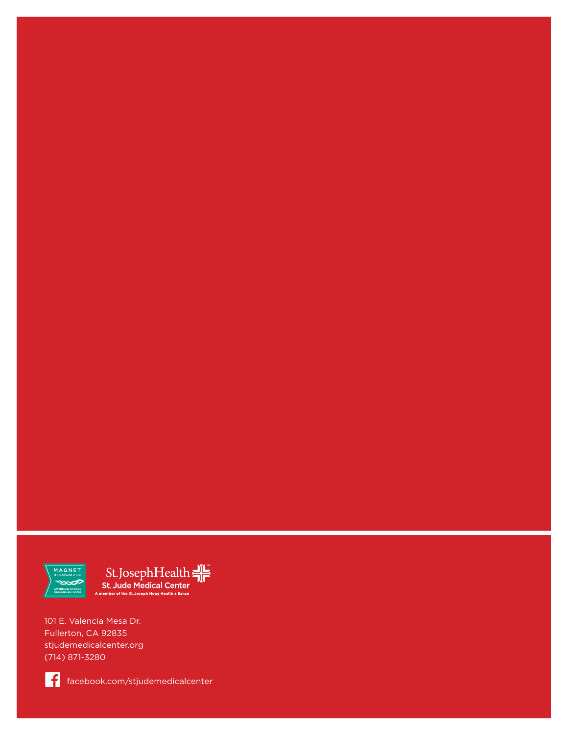MAGNET RECOGNIZED
AMERICAN NURSES CREDENTIALING CENTER

St. Joseph Health
St. Jude Medical Center
A member of the St. Joseph Hoag Health alliance

101 E. Valencia Mesa Dr.
Fullerton, CA 92835
stjudemedicalcenter.org
(714) 871-3280

facebook.com/stjudemedicalcenter